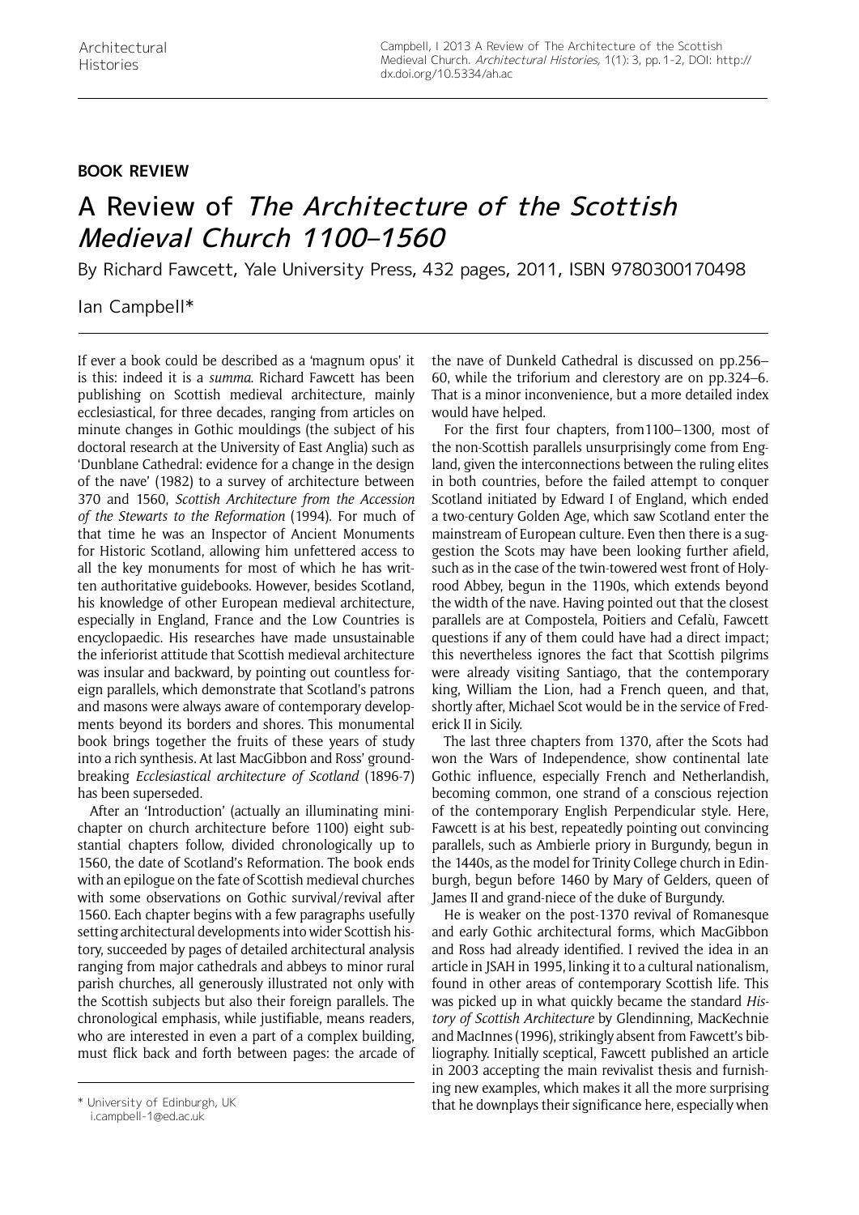**BOOK REVIEW**

# A Review of *The Architecture of the Scottish Medieval Church 1100–1560*

By Richard Fawcett, Yale University Press, 432 pages, 2011, ISBN 9780300170498

Ian Campbell*

If ever a book could be described as a 'magnum opus' it is this: indeed it is a *summa*. Richard Fawcett has been publishing on Scottish medieval architecture, mainly ecclesiastical, for three decades, ranging from articles on minute changes in Gothic mouldings (the subject of his doctoral research at the University of East Anglia) such as 'Dunblane Cathedral: evidence for a change in the design of the nave' (1982) to a survey of architecture between 370 and 1560, *Scottish Architecture from the Accession of the Stewarts to the Reformation* (1994). For much of that time he was an Inspector of Ancient Monuments for Historic Scotland, allowing him unfettered access to all the key monuments for most of which he has written authoritative guidebooks. However, besides Scotland, his knowledge of other European medieval architecture, especially in England, France and the Low Countries is encyclopaedic. His researches have made unsustainable the inferiorist attitude that Scottish medieval architecture was insular and backward, by pointing out countless foreign parallels, which demonstrate that Scotland's patrons and masons were always aware of contemporary developments beyond its borders and shores. This monumental book brings together the fruits of these years of study into a rich synthesis. At last MacGibbon and Ross' groundbreaking *Ecclesiastical architecture of Scotland* (1896-7) has been superseded.

After an 'Introduction' (actually an illuminating mini-chapter on church architecture before 1100) eight substantial chapters follow, divided chronologically up to 1560, the date of Scotland's Reformation. The book ends with an epilogue on the fate of Scottish medieval churches with some observations on Gothic survival/revival after 1560. Each chapter begins with a few paragraphs usefully setting architectural developments into wider Scottish history, succeeded by pages of detailed architectural analysis ranging from major cathedrals and abbeys to minor rural parish churches, all generously illustrated not only with the Scottish subjects but also their foreign parallels. The chronological emphasis, while justifiable, means readers, who are interested in even a part of a complex building, must flick back and forth between pages: the arcade of the nave of Dunkeld Cathedral is discussed on pp.256–60, while the triforium and clerestory are on pp.324–6. That is a minor inconvenience, but a more detailed index would have helped.

For the first four chapters, from1100–1300, most of the non-Scottish parallels unsurprisingly come from England, given the interconnections between the ruling elites in both countries, before the failed attempt to conquer Scotland initiated by Edward I of England, which ended a two-century Golden Age, which saw Scotland enter the mainstream of European culture. Even then there is a suggestion the Scots may have been looking further afield, such as in the case of the twin-towered west front of Holyrood Abbey, begun in the 1190s, which extends beyond the width of the nave. Having pointed out that the closest parallels are at Compostela, Poitiers and Cefalù, Fawcett questions if any of them could have had a direct impact; this nevertheless ignores the fact that Scottish pilgrims were already visiting Santiago, that the contemporary king, William the Lion, had a French queen, and that, shortly after, Michael Scot would be in the service of Frederick II in Sicily.

The last three chapters from 1370, after the Scots had won the Wars of Independence, show continental late Gothic influence, especially French and Netherlandish, becoming common, one strand of a conscious rejection of the contemporary English Perpendicular style. Here, Fawcett is at his best, repeatedly pointing out convincing parallels, such as Ambierle priory in Burgundy, begun in the 1440s, as the model for Trinity College church in Edinburgh, begun before 1460 by Mary of Gelders, queen of James II and grand-niece of the duke of Burgundy.

He is weaker on the post-1370 revival of Romanesque and early Gothic architectural forms, which MacGibbon and Ross had already identified. I revived the idea in an article in JSAH in 1995, linking it to a cultural nationalism, found in other areas of contemporary Scottish life. This was picked up in what quickly became the standard *History of Scottish Architecture* by Glendinning, MacKechnie and MacInnes (1996), strikingly absent from Fawcett's bibliography. Initially sceptical, Fawcett published an article in 2003 accepting the main revivalist thesis and furnishing new examples, which makes it all the more surprising that he downplays their significance here, especially when

\* University of Edinburgh, UK
i.campbell-1@ed.ac.uk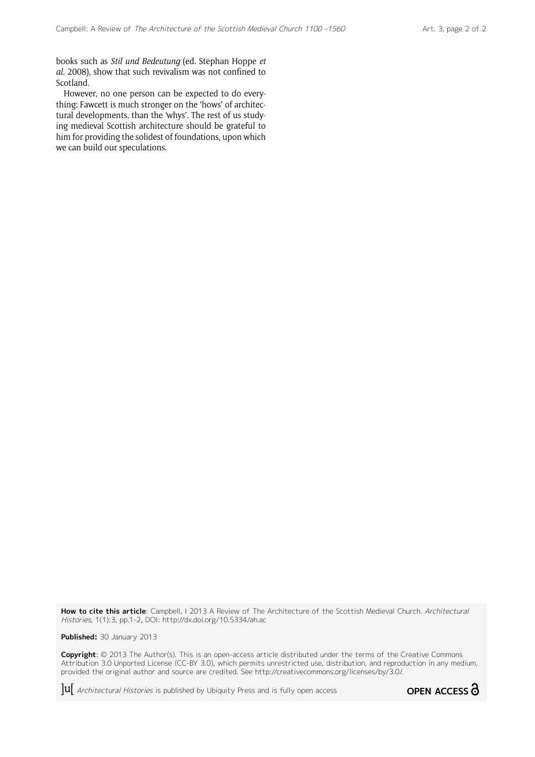books such as *Stil und Bedeutung* (ed. Stephan Hoppe *et al.* 2008), show that such revivalism was not confined to Scotland.

However, no one person can be expected to do everything: Fawcett is much stronger on the 'hows' of architectural developments, than the 'whys'. The rest of us studying medieval Scottish architecture should be grateful to him for providing the solidest of foundations, upon which we can build our speculations.

**How to cite this article**: Campbell, I 2013 A Review of The Architecture of the Scottish Medieval Church. *Architectural Histories,* 1(1):3, pp.1-2, DOI: http://dx.doi.org/10.5334/ah.ac

**Published:** 30 January 2013

**Copyright**: © 2013 The Author(s). This is an open-access article distributed under the terms of the Creative Commons Attribution 3.0 Unported License (CC-BY 3.0), which permits unrestricted use, distribution, and reproduction in any medium, provided the original author and source are credited. See http://creativecommons.org/licenses/by/3.0/.

]u[ *Architectural Histories* is published by Ubiquity Press and is fully open access

**OPEN ACCESS**